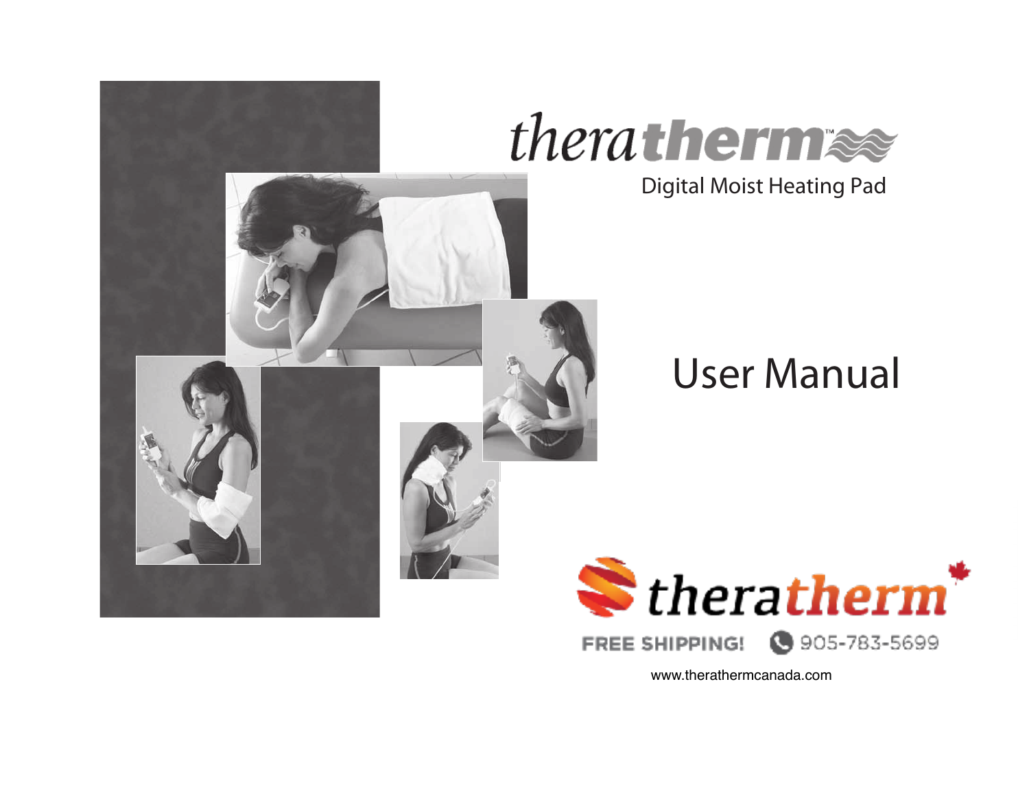# theratherm™

Digital Moist Heating Pad

# User Manual

theratherm

FREE SHIPPING! 905-783-5699

www.therathermcanada.com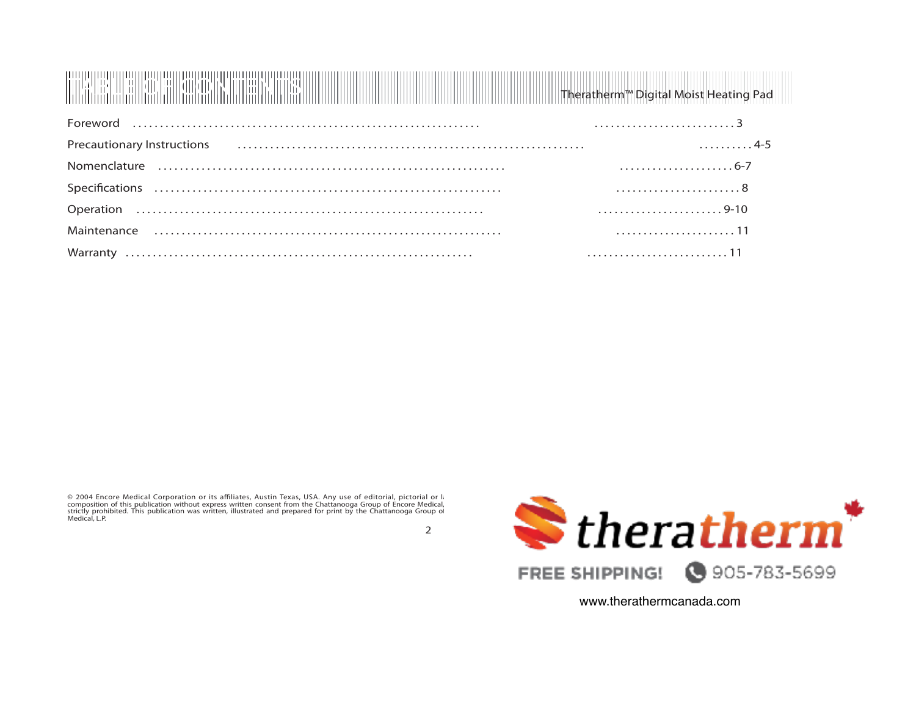# TABLE OF CONTENTS

Theratherm™ Digital Moist Heating Pad

| Section | Page |
| --- | --- |
| Foreword | 3 |
| Precautionary Instructions | 4-5 |
| Nomenclature | 6-7 |
| Specifications | 8 |
| Operation | 9-10 |
| Maintenance | 11 |
| Warranty | 11 |

© 2004 Encore Medical Corporation or its affiliates, Austin Texas, USA. Any use of editorial, pictorial or l composition of this publication without express written consent from the Chattanooga Group of Encore Medical, strictly prohibited. This publication was written, illustrated and prepared for print by the Chattanooga Group of Medical, L.P.

theratherm

FREE SHIPPING! 905-783-5699

www.therathermcanada.com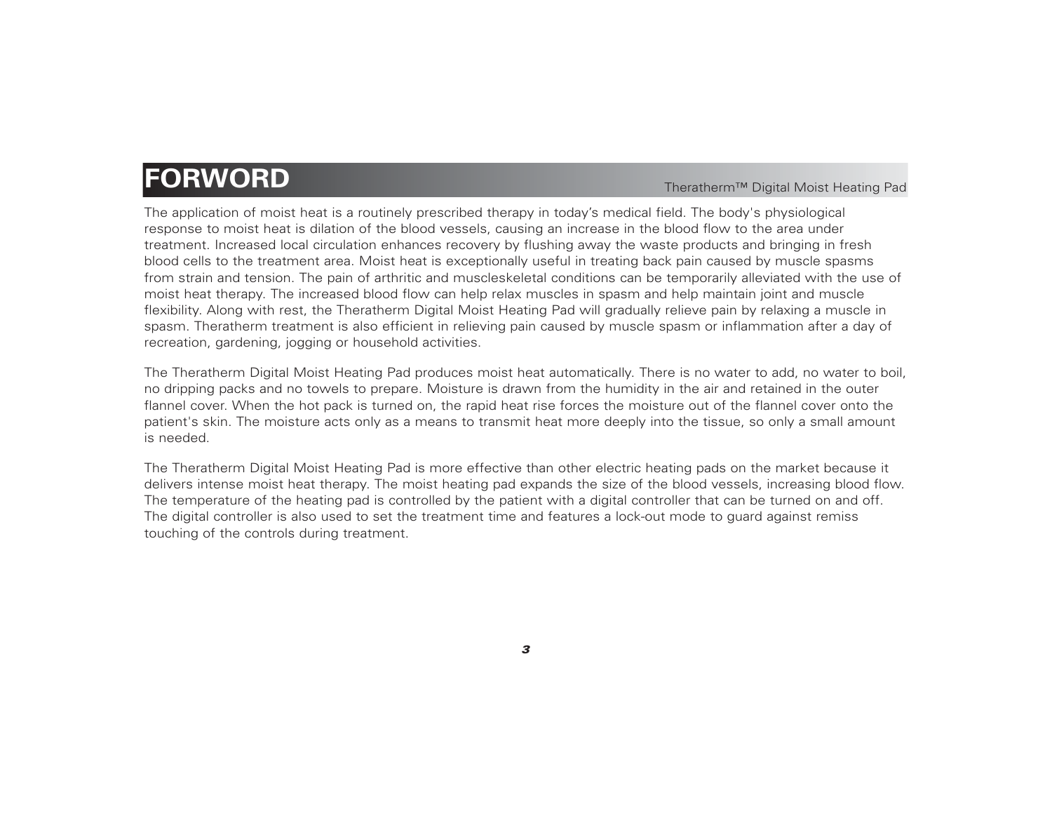# FORWORD

The application of moist heat is a routinely prescribed therapy in today's medical field. The body's physiological response to moist heat is dilation of the blood vessels, causing an increase in the blood flow to the area under treatment. Increased local circulation enhances recovery by flushing away the waste products and bringing in fresh blood cells to the treatment area. Moist heat is exceptionally useful in treating back pain caused by muscle spasms from strain and tension. The pain of arthritic and muscleskeletal conditions can be temporarily alleviated with the use of moist heat therapy. The increased blood flow can help relax muscles in spasm and help maintain joint and muscle flexibility. Along with rest, the Theratherm Digital Moist Heating Pad will gradually relieve pain by relaxing a muscle in spasm. Theratherm treatment is also efficient in relieving pain caused by muscle spasm or inflammation after a day of recreation, gardening, jogging or household activities.

The Theratherm Digital Moist Heating Pad produces moist heat automatically. There is no water to add, no water to boil, no dripping packs and no towels to prepare. Moisture is drawn from the humidity in the air and retained in the outer flannel cover. When the hot pack is turned on, the rapid heat rise forces the moisture out of the flannel cover onto the patient's skin. The moisture acts only as a means to transmit heat more deeply into the tissue, so only a small amount is needed.

The Theratherm Digital Moist Heating Pad is more effective than other electric heating pads on the market because it delivers intense moist heat therapy. The moist heating pad expands the size of the blood vessels, increasing blood flow. The temperature of the heating pad is controlled by the patient with a digital controller that can be turned on and off. The digital controller is also used to set the treatment time and features a lock-out mode to guard against remiss touching of the controls during treatment.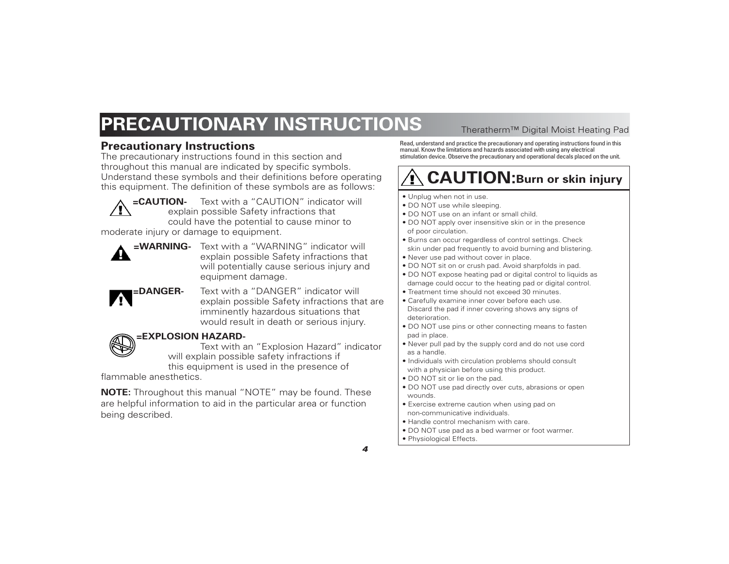# PRECAUTIONARY INSTRUCTIONS

Theratherm™ Digital Moist Heating Pad

## Precautionary Instructions

The precautionary instructions found in this section and throughout this manual are indicated by specific symbols. Understand these symbols and their definitions before operating this equipment. The definition of these symbols are as follows:

**=CAUTION-** Text with a "CAUTION" indicator will explain possible Safety infractions that could have the potential to cause minor to moderate injury or damage to equipment.

**=WARNING-** Text with a "WARNING" indicator will explain possible Safety infractions that will potentially cause serious injury and equipment damage.

**=DANGER-** Text with a "DANGER" indicator will explain possible Safety infractions that are imminently hazardous situations that would result in death or serious injury.

**=EXPLOSION HAZARD-** Text with an "Explosion Hazard" indicator will explain possible safety infractions if this equipment is used in the presence of flammable anesthetics.

**NOTE:** Throughout this manual "NOTE" may be found. These are helpful information to aid in the particular area or function being described.

Read, understand and practice the precautionary and operating instructions found in this manual. Know the limitations and hazards associated with using any electrical stimulation device. Observe the precautionary and operational decals placed on the unit.

### CAUTION: Burn or skin injury

- Unplug when not in use.
- DO NOT use while sleeping.
- DO NOT use on an infant or small child.
- DO NOT apply over insensitive skin or in the presence of poor circulation.
- Burns can occur regardless of control settings. Check skin under pad frequently to avoid burning and blistering.
- Never use pad without cover in place.
- DO NOT sit on or crush pad. Avoid sharpfolds in pad.
- DO NOT expose heating pad or digital control to liquids as damage could occur to the heating pad or digital control.
- Treatment time should not exceed 30 minutes.
- Carefully examine inner cover before each use. Discard the pad if inner covering shows any signs of deterioration.
- DO NOT use pins or other connecting means to fasten pad in place.
- Never pull pad by the supply cord and do not use cord as a handle.
- Individuals with circulation problems should consult with a physician before using this product.
- DO NOT sit or lie on the pad.
- DO NOT use pad directly over cuts, abrasions or open wounds.
- Exercise extreme caution when using pad on non-communicative individuals.
- Handle control mechanism with care.
- DO NOT use pad as a bed warmer or foot warmer.
- Physiological Effects.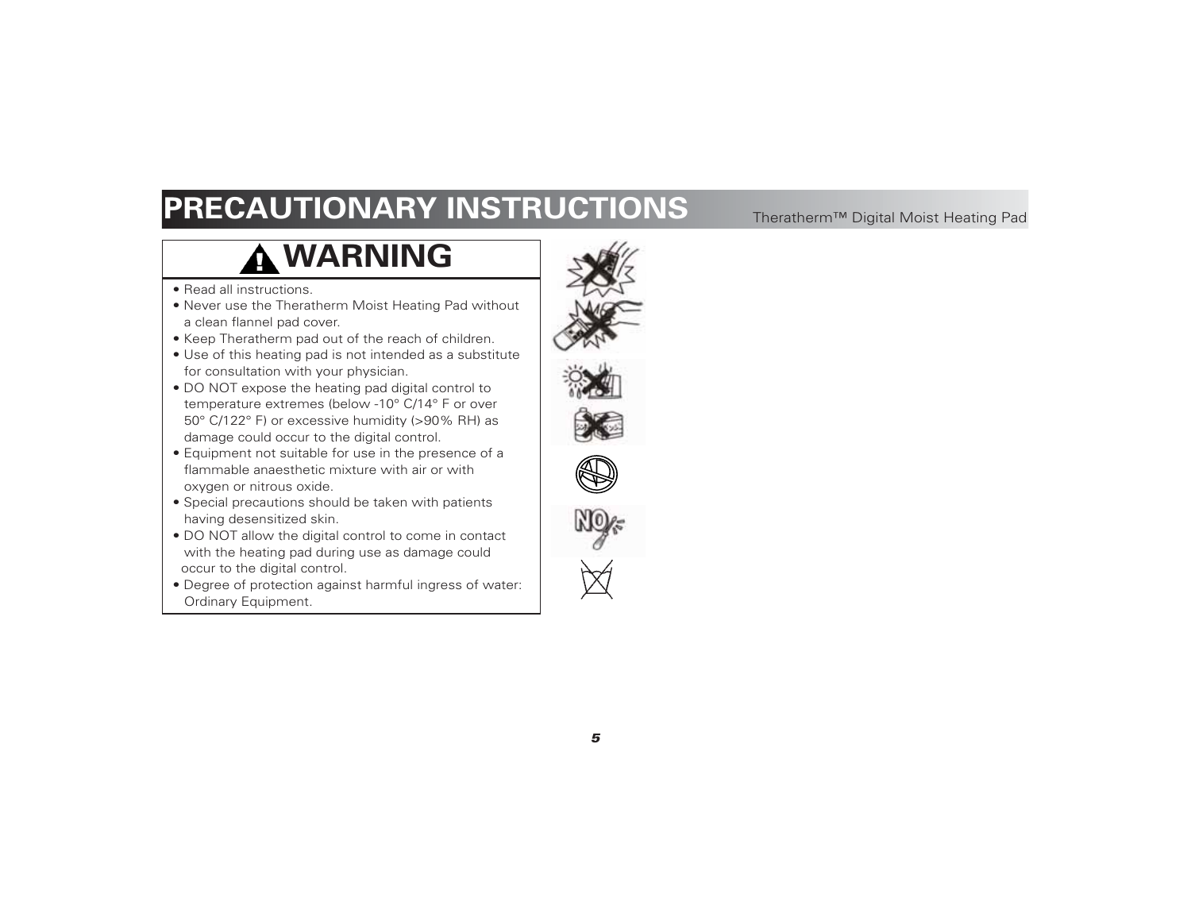# PRECAUTIONARY INSTRUCTIONS

## WARNING

- Read all instructions.
- Never use the Theratherm Moist Heating Pad without a clean flannel pad cover.
- Keep Theratherm pad out of the reach of children.
- Use of this heating pad is not intended as a substitute for consultation with your physician.
- DO NOT expose the heating pad digital control to temperature extremes (below -10° C/14° F or over 50° C/122° F) or excessive humidity (>90% RH) as damage could occur to the digital control.
- Equipment not suitable for use in the presence of a flammable anaesthetic mixture with air or with oxygen or nitrous oxide.
- Special precautions should be taken with patients having desensitized skin.
- DO NOT allow the digital control to come in contact with the heating pad during use as damage could occur to the digital control.
- Degree of protection against harmful ingress of water: Ordinary Equipment.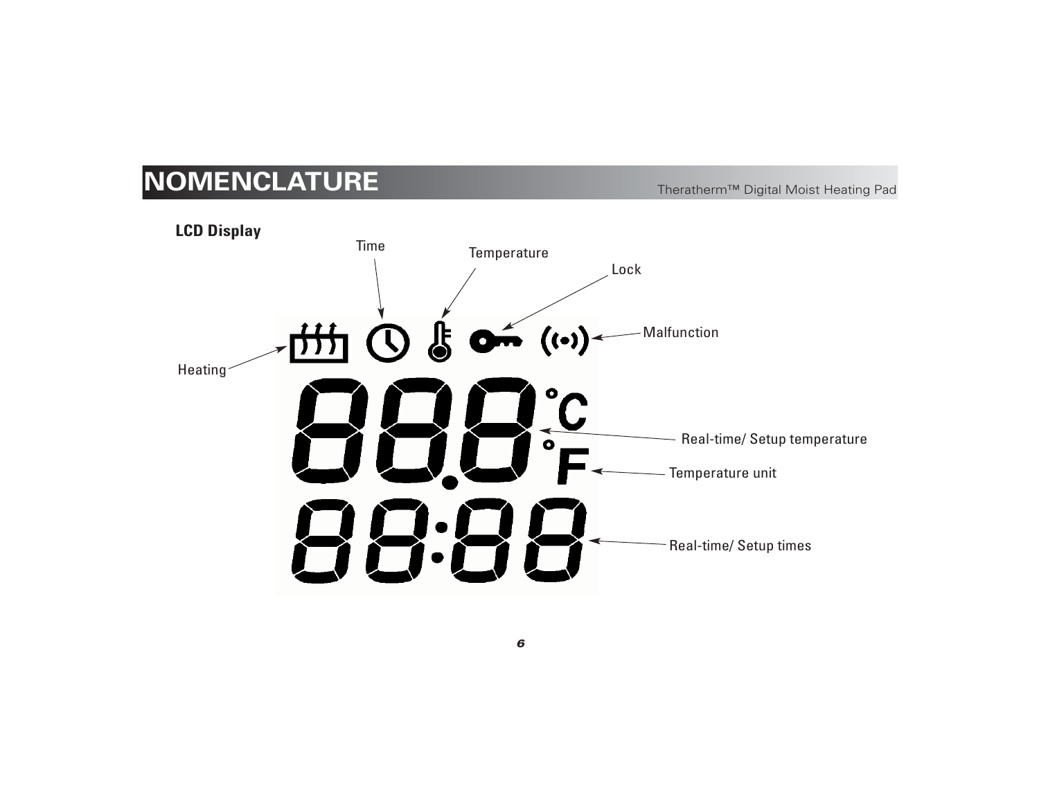# NOMENCLATURE

## LCD Display

Time

Temperature

Lock

Malfunction

Heating

Real-time/ Setup temperature

Temperature unit

Real-time/ Setup times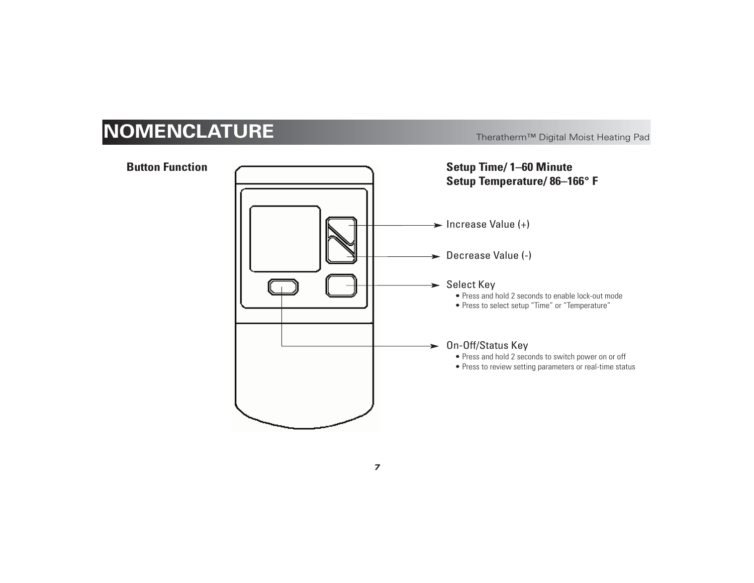# NOMENCLATURE

## Button Function

**Setup Time/ 1–60 Minute**
**Setup Temperature/ 86–166° F**

Increase Value (+)

Decrease Value (-)

Select Key

- Press and hold 2 seconds to enable lock-out mode
- Press to select setup "Time" or "Temperature"

On-Off/Status Key

- Press and hold 2 seconds to switch power on or off
- Press to review setting parameters or real-time status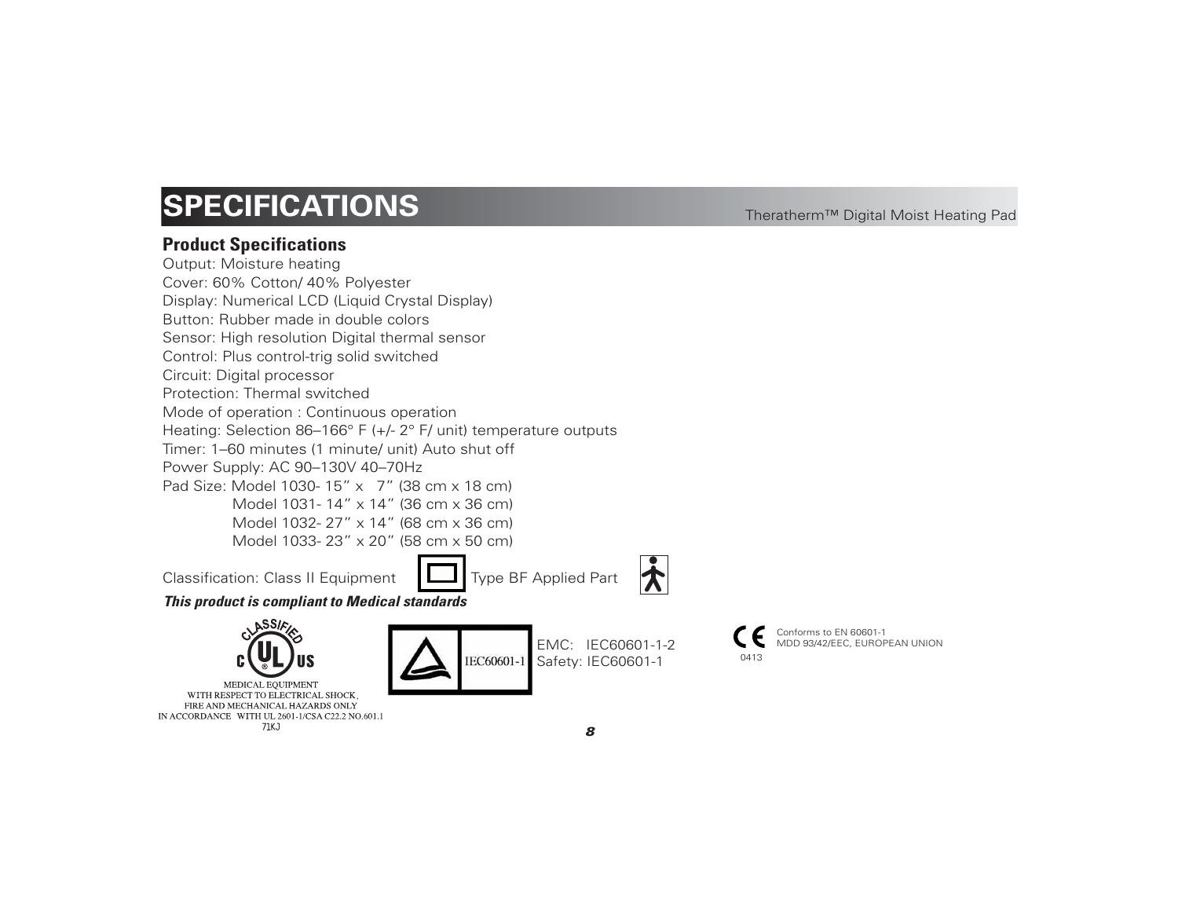# SPECIFICATIONS

Theratherm™ Digital Moist Heating Pad

## Product Specifications

Output: Moisture heating
Cover: 60% Cotton/ 40% Polyester
Display: Numerical LCD (Liquid Crystal Display)
Button: Rubber made in double colors
Sensor: High resolution Digital thermal sensor
Control: Plus control-trig solid switched
Circuit: Digital processor
Protection: Thermal switched
Mode of operation : Continuous operation
Heating: Selection 86–166° F (+/- 2° F/ unit) temperature outputs
Timer: 1–60 minutes (1 minute/ unit) Auto shut off
Power Supply: AC 90–130V 40–70Hz
Pad Size: Model 1030- 15" x 7" (38 cm x 18 cm)
Model 1031- 14" x 14" (36 cm x 36 cm)
Model 1032- 27" x 14" (68 cm x 36 cm)
Model 1033- 23" x 20" (58 cm x 50 cm)

Classification: Class II Equipment    Type BF Applied Part

***This product is compliant to Medical standards***

CLASSIFIED C UL US
MEDICAL EQUIPMENT
WITH RESPECT TO ELECTRICAL SHOCK,
FIRE AND MECHANICAL HAZARDS ONLY
IN ACCORDANCE WITH UL 2601-1/CSA C22.2 NO.601.1
71KJ

IEC60601-1

EMC: IEC60601-1-2
Safety: IEC60601-1

CE 0413
Conforms to EN 60601-1
MDD 93/42/EEC, EUROPEAN UNION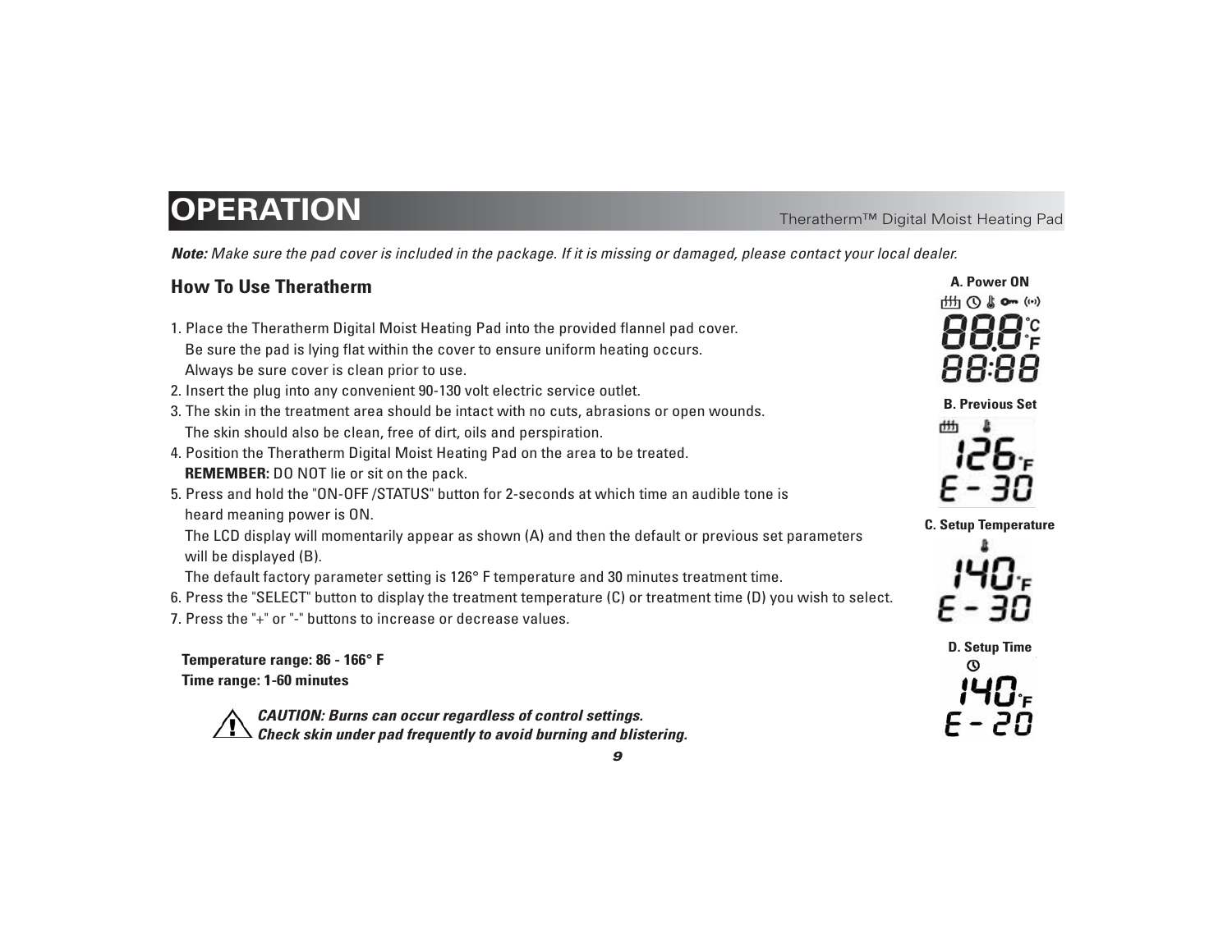# OPERATION

***Note:*** *Make sure the pad cover is included in the package. If it is missing or damaged, please contact your local dealer.*

## How To Use Theratherm

1. Place the Theratherm Digital Moist Heating Pad into the provided flannel pad cover.
   Be sure the pad is lying flat within the cover to ensure uniform heating occurs.
   Always be sure cover is clean prior to use.
2. Insert the plug into any convenient 90-130 volt electric service outlet.
3. The skin in the treatment area should be intact with no cuts, abrasions or open wounds.
   The skin should also be clean, free of dirt, oils and perspiration.
4. Position the Theratherm Digital Moist Heating Pad on the area to be treated.
   **REMEMBER:** DO NOT lie or sit on the pack.
5. Press and hold the "ON-OFF /STATUS" button for 2-seconds at which time an audible tone is heard meaning power is ON.
   The LCD display will momentarily appear as shown (A) and then the default or previous set parameters will be displayed (B).
   The default factory parameter setting is 126° F temperature and 30 minutes treatment time.
6. Press the "SELECT" button to display the treatment temperature (C) or treatment time (D) you wish to select.
7. Press the "+" or "-" buttons to increase or decrease values.

**Temperature range: 86 - 166° F**
**Time range: 1-60 minutes**

⚠ ***CAUTION: Burns can occur regardless of control settings.***
***Check skin under pad frequently to avoid burning and blistering.***

**A. Power ON**

888 °C °F
88:88

**B. Previous Set**

126 °F
E - 30

**C. Setup Temperature**

140 °F
E - 30

**D. Setup Time**

140 °F
E - 20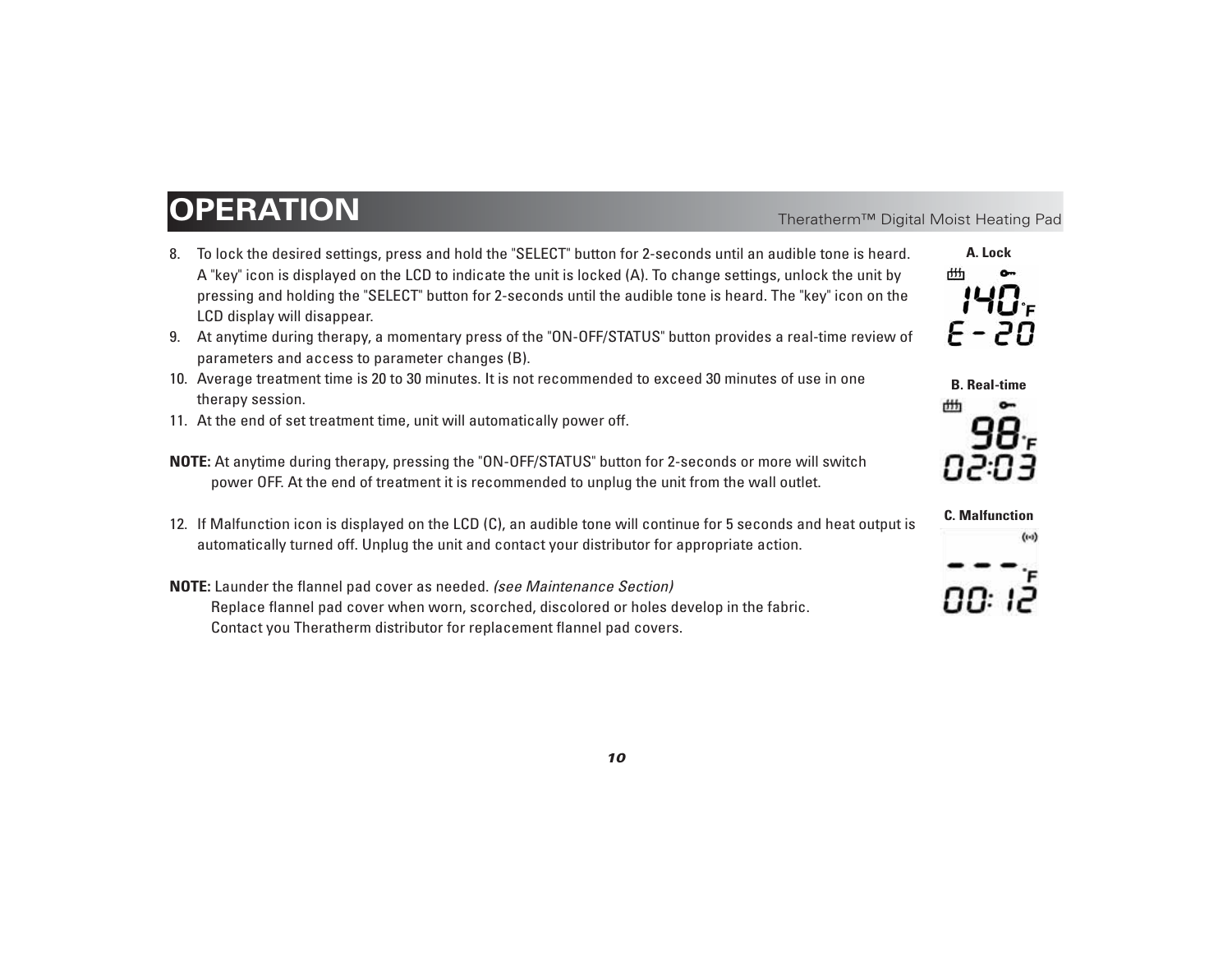# OPERATION

8. To lock the desired settings, press and hold the "SELECT" button for 2-seconds until an audible tone is heard. A "key" icon is displayed on the LCD to indicate the unit is locked (A). To change settings, unlock the unit by pressing and holding the "SELECT" button for 2-seconds until the audible tone is heard. The "key" icon on the LCD display will disappear.
9. At anytime during therapy, a momentary press of the "ON-OFF/STATUS" button provides a real-time review of parameters and access to parameter changes (B).
10. Average treatment time is 20 to 30 minutes. It is not recommended to exceed 30 minutes of use in one therapy session.
11. At the end of set treatment time, unit will automatically power off.

**NOTE:** At anytime during therapy, pressing the "ON-OFF/STATUS" button for 2-seconds or more will switch power OFF. At the end of treatment it is recommended to unplug the unit from the wall outlet.

12. If Malfunction icon is displayed on the LCD (C), an audible tone will continue for 5 seconds and heat output is automatically turned off. Unplug the unit and contact your distributor for appropriate action.

**NOTE:** Launder the flannel pad cover as needed. *(see Maintenance Section)*
Replace flannel pad cover when worn, scorched, discolored or holes develop in the fabric.
Contact you Theratherm distributor for replacement flannel pad covers.

**A. Lock**

140°F
E - 20

**B. Real-time**

98°F
02:03

**C. Malfunction**

- - -°F
00: 12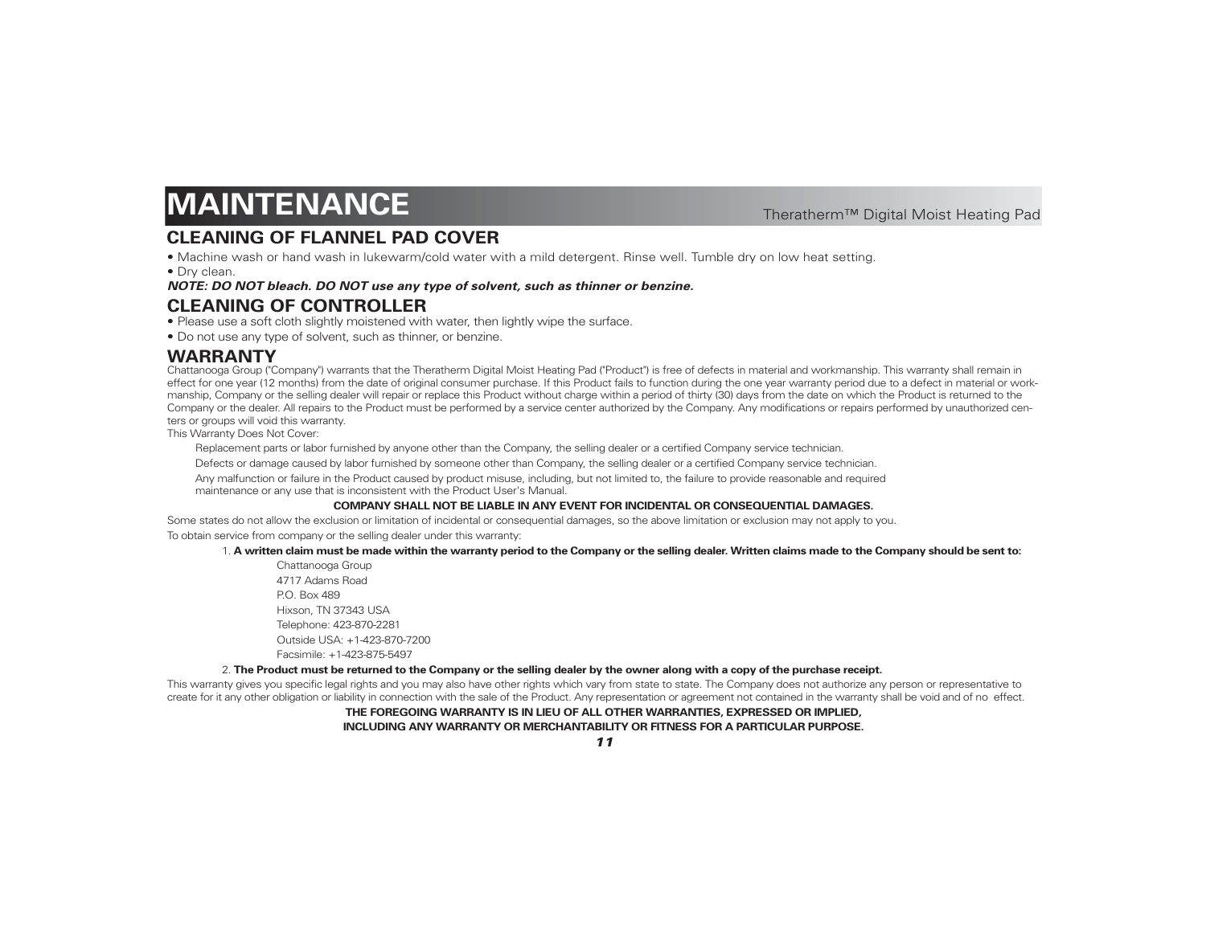# MAINTENANCE

## CLEANING OF FLANNEL PAD COVER

- Machine wash or hand wash in lukewarm/cold water with a mild detergent. Rinse well. Tumble dry on low heat setting.
- Dry clean.

***NOTE: DO NOT bleach. DO NOT use any type of solvent, such as thinner or benzine.***

## CLEANING OF CONTROLLER

- Please use a soft cloth slightly moistened with water, then lightly wipe the surface.
- Do not use any type of solvent, such as thinner, or benzine.

## WARRANTY

Chattanooga Group ("Company") warrants that the Theratherm Digital Moist Heating Pad ("Product") is free of defects in material and workmanship. This warranty shall remain in effect for one year (12 months) from the date of original consumer purchase. If this Product fails to function during the one year warranty period due to a defect in material or workmanship, Company or the selling dealer will repair or replace this Product without charge within a period of thirty (30) days from the date on which the Product is returned to the Company or the dealer. All repairs to the Product must be performed by a service center authorized by the Company. Any modifications or repairs performed by unauthorized centers or groups will void this warranty.

This Warranty Does Not Cover:

Replacement parts or labor furnished by anyone other than the Company, the selling dealer or a certified Company service technician.

Defects or damage caused by labor furnished by someone other than Company, the selling dealer or a certified Company service technician.

Any malfunction or failure in the Product caused by product misuse, including, but not limited to, the failure to provide reasonable and required maintenance or any use that is inconsistent with the Product User's Manual.

**COMPANY SHALL NOT BE LIABLE IN ANY EVENT FOR INCIDENTAL OR CONSEQUENTIAL DAMAGES.**

Some states do not allow the exclusion or limitation of incidental or consequential damages, so the above limitation or exclusion may not apply to you.

To obtain service from company or the selling dealer under this warranty:

1. **A written claim must be made within the warranty period to the Company or the selling dealer. Written claims made to the Company should be sent to:**

   Chattanooga Group
   4717 Adams Road
   P.O. Box 489
   Hixson, TN 37343 USA
   Telephone: 423-870-2281
   Outside USA: +1-423-870-7200
   Facsimile: +1-423-875-5497

2. **The Product must be returned to the Company or the selling dealer by the owner along with a copy of the purchase receipt.**

This warranty gives you specific legal rights and you may also have other rights which vary from state to state. The Company does not authorize any person or representative to create for it any other obligation or liability in connection with the sale of the Product. Any representation or agreement not contained in the warranty shall be void and of no effect.

**THE FOREGOING WARRANTY IS IN LIEU OF ALL OTHER WARRANTIES, EXPRESSED OR IMPLIED, INCLUDING ANY WARRANTY OR MERCHANTABILITY OR FITNESS FOR A PARTICULAR PURPOSE.**